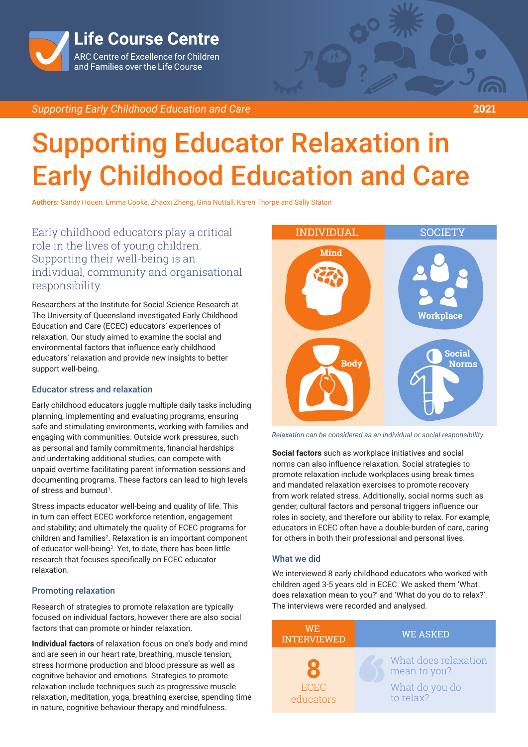**Life Course Centre**
ARC Centre of Excellence for Children and Families over the Life Course

*Supporting Early Childhood Education and Care* **2021**

# Supporting Educator Relaxation in Early Childhood Education and Care

**Authors:** Sandy Houen, Emma Cooke, Zhaoxi Zheng, Gina Nuttall, Karen Thorpe and Sally Staton

Early childhood educators play a critical role in the lives of young children. Supporting their well-being is an individual, community and organisational responsibility.

Researchers at the Institute for Social Science Research at The University of Queensland investigated Early Childhood Education and Care (ECEC) educators' experiences of relaxation. Our study aimed to examine the social and environmental factors that influence early childhood educators' relaxation and provide new insights to better support well-being.

### Educator stress and relaxation

Early childhood educators juggle multiple daily tasks including planning, implementing and evaluating programs, ensuring safe and stimulating environments, working with families and engaging with communities. Outside work pressures, such as personal and family commitments, financial hardships and undertaking additional studies, can compete with unpaid overtime facilitating parent information sessions and documenting programs. These factors can lead to high levels of stress and burnout[1].

Stress impacts educator well-being and quality of life. This in turn can effect ECEC workforce retention, engagement and stability; and ultimately the quality of ECEC programs for children and families[2]. Relaxation is an important component of educator well-being[3]. Yet, to date, there has been little research that focuses specifically on ECEC educator relaxation.

### Promoting relaxation

Research of strategies to promote relaxation are typically focused on individual factors, however there are also social factors that can promote or hinder relaxation.

**Individual factors** of relaxation focus on one's body and mind and are seen in our heart rate, breathing, muscle tension, stress hormone production and blood pressure as well as cognitive behavior and emotions. Strategies to promote relaxation include techniques such as progressive muscle relaxation, meditation, yoga, breathing exercise, spending time in nature, cognitive behaviour therapy and mindfulness.

| INDIVIDUAL | SOCIETY |
| --- | --- |
| Mind | Workplace |
| Body | Social Norms |

*Relaxation can be considered as an individual or social responsibility.*

**Social factors** such as workplace initiatives and social norms can also influence relaxation. Social strategies to promote relaxation include workplaces using break times and mandated relaxation exercises to promote recovery from work related stress. Additionally, social norms such as gender, cultural factors and personal triggers influence our roles in society, and therefore our ability to relax. For example, educators in ECEC often have a double-burden of care, caring for others in both their professional and personal lives.

### What we did

We interviewed 8 early childhood educators who worked with children aged 3-5 years old in ECEC. We asked them 'What does relaxation mean to you?' and 'What do you do to relax?'. The interviews were recorded and analysed.

| WE INTERVIEWED | WE ASKED |
| --- | --- |
| 8 ECEC educators | What does relaxation mean to you? What do you do to relax? |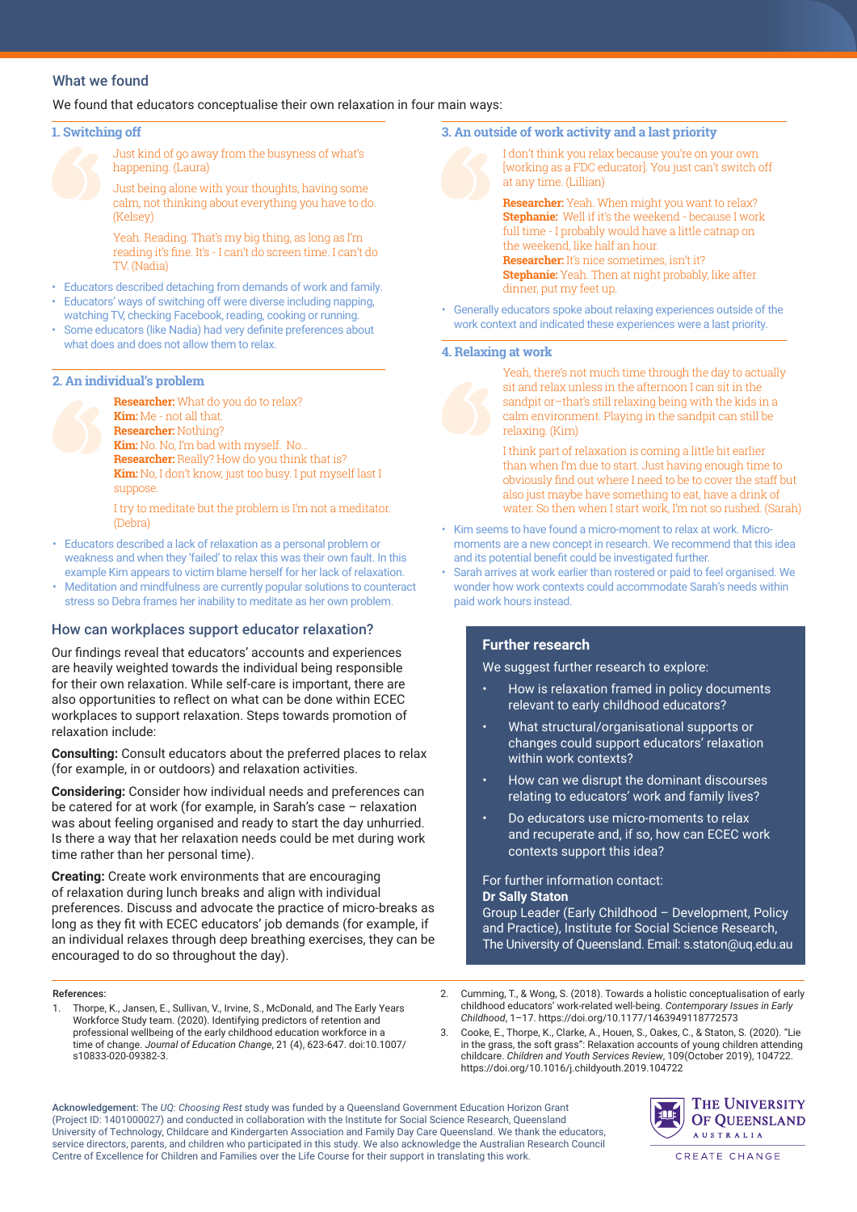## What we found

We found that educators conceptualise their own relaxation in four main ways:

### 1. Switching off

Just kind of go away from the busyness of what's happening. (Laura)

Just being alone with your thoughts, having some calm, not thinking about everything you have to do. (Kelsey)

Yeah. Reading. That's my big thing, as long as I'm reading it's fine. It's - I can't do screen time. I can't do TV. (Nadia)

- Educators described detaching from demands of work and family.
- Educators' ways of switching off were diverse including napping, watching TV, checking Facebook, reading, cooking or running.
- Some educators (like Nadia) had very definite preferences about what does and does not allow them to relax.

### 2. An individual's problem

**Researcher:** What do you do to relax?
**Kim:** Me - not all that.
**Researcher:** Nothing?
**Kim:** No. No, I'm bad with myself. No...
**Researcher:** Really? How do you think that is?
**Kim:** No, I don't know, just too busy. I put myself last I suppose.

I try to meditate but the problem is I'm not a meditator. (Debra)

- Educators described a lack of relaxation as a personal problem or weakness and when they 'failed' to relax this was their own fault. In this example Kim appears to victim blame herself for her lack of relaxation.
- Meditation and mindfulness are currently popular solutions to counteract stress so Debra frames her inability to meditate as her own problem.

### 3. An outside of work activity and a last priority

I don't think you relax because you're on your own [working as a FDC educator]. You just can't switch off at any time. (Lillian)

**Researcher:** Yeah. When might you want to relax?
**Stephanie:** Well if it's the weekend - because I work full time - I probably would have a little catnap on the weekend, like half an hour.
**Researcher:** It's nice sometimes, isn't it?
**Stephanie:** Yeah. Then at night probably, like after dinner, put my feet up.

- Generally educators spoke about relaxing experiences outside of the work context and indicated these experiences were a last priority.

### 4. Relaxing at work

Yeah, there's not much time through the day to actually sit and relax unless in the afternoon I can sit in the sandpit or–that's still relaxing being with the kids in a calm environment. Playing in the sandpit can still be relaxing. (Kim)

I think part of relaxation is coming a little bit earlier than when I'm due to start. Just having enough time to obviously find out where I need to be to cover the staff but also just maybe have something to eat, have a drink of water. So then when I start work, I'm not so rushed. (Sarah)

- Kim seems to have found a micro-moment to relax at work. Micro-moments are a new concept in research. We recommend that this idea and its potential benefit could be investigated further.
- Sarah arrives at work earlier than rostered or paid to feel organised. We wonder how work contexts could accommodate Sarah's needs within paid work hours instead.

## How can workplaces support educator relaxation?

Our findings reveal that educators' accounts and experiences are heavily weighted towards the individual being responsible for their own relaxation. While self-care is important, there are also opportunities to reflect on what can be done within ECEC workplaces to support relaxation. Steps towards promotion of relaxation include:

**Consulting:** Consult educators about the preferred places to relax (for example, in or outdoors) and relaxation activities.

**Considering:** Consider how individual needs and preferences can be catered for at work (for example, in Sarah's case – relaxation was about feeling organised and ready to start the day unhurried. Is there a way that her relaxation needs could be met during work time rather than her personal time).

**Creating:** Create work environments that are encouraging of relaxation during lunch breaks and align with individual preferences. Discuss and advocate the practice of micro-breaks as long as they fit with ECEC educators' job demands (for example, if an individual relaxes through deep breathing exercises, they can be encouraged to do so throughout the day).

## Further research

We suggest further research to explore:

- How is relaxation framed in policy documents relevant to early childhood educators?
- What structural/organisational supports or changes could support educators' relaxation within work contexts?
- How can we disrupt the dominant discourses relating to educators' work and family lives?
- Do educators use micro-moments to relax and recuperate and, if so, how can ECEC work contexts support this idea?

For further information contact:
**Dr Sally Staton**
Group Leader (Early Childhood – Development, Policy and Practice), Institute for Social Science Research, The University of Queensland. Email: s.staton@uq.edu.au

**References:**

1. Thorpe, K., Jansen, E., Sullivan, V., Irvine, S., McDonald, and The Early Years Workforce Study team. (2020). Identifying predictors of retention and professional wellbeing of the early childhood education workforce in a time of change. *Journal of Education Change*, 21 (4), 623-647. doi:10.1007/s10833-020-09382-3.
2. Cumming, T., & Wong, S. (2018). Towards a holistic conceptualisation of early childhood educators' work-related well-being. *Contemporary Issues in Early Childhood*, 1–17. https://doi.org/10.1177/1463949118772573
3. Cooke, E., Thorpe, K., Clarke, A., Houen, S., Oakes, C., & Staton, S. (2020). "Lie in the grass, the soft grass": Relaxation accounts of young children attending childcare. *Children and Youth Services Review*, 109(October 2019), 104722. https://doi.org/10.1016/j.childyouth.2019.104722

**Acknowledgement:** The *UQ: Choosing Rest* study was funded by a Queensland Government Education Horizon Grant (Project ID: 1401000027) and conducted in collaboration with the Institute for Social Science Research, Queensland University of Technology, Childcare and Kindergarten Association and Family Day Care Queensland. We thank the educators, service directors, parents, and children who participated in this study. We also acknowledge the Australian Research Council Centre of Excellence for Children and Families over the Life Course for their support in translating this work.

The University of Queensland, Australia
CREATE CHANGE